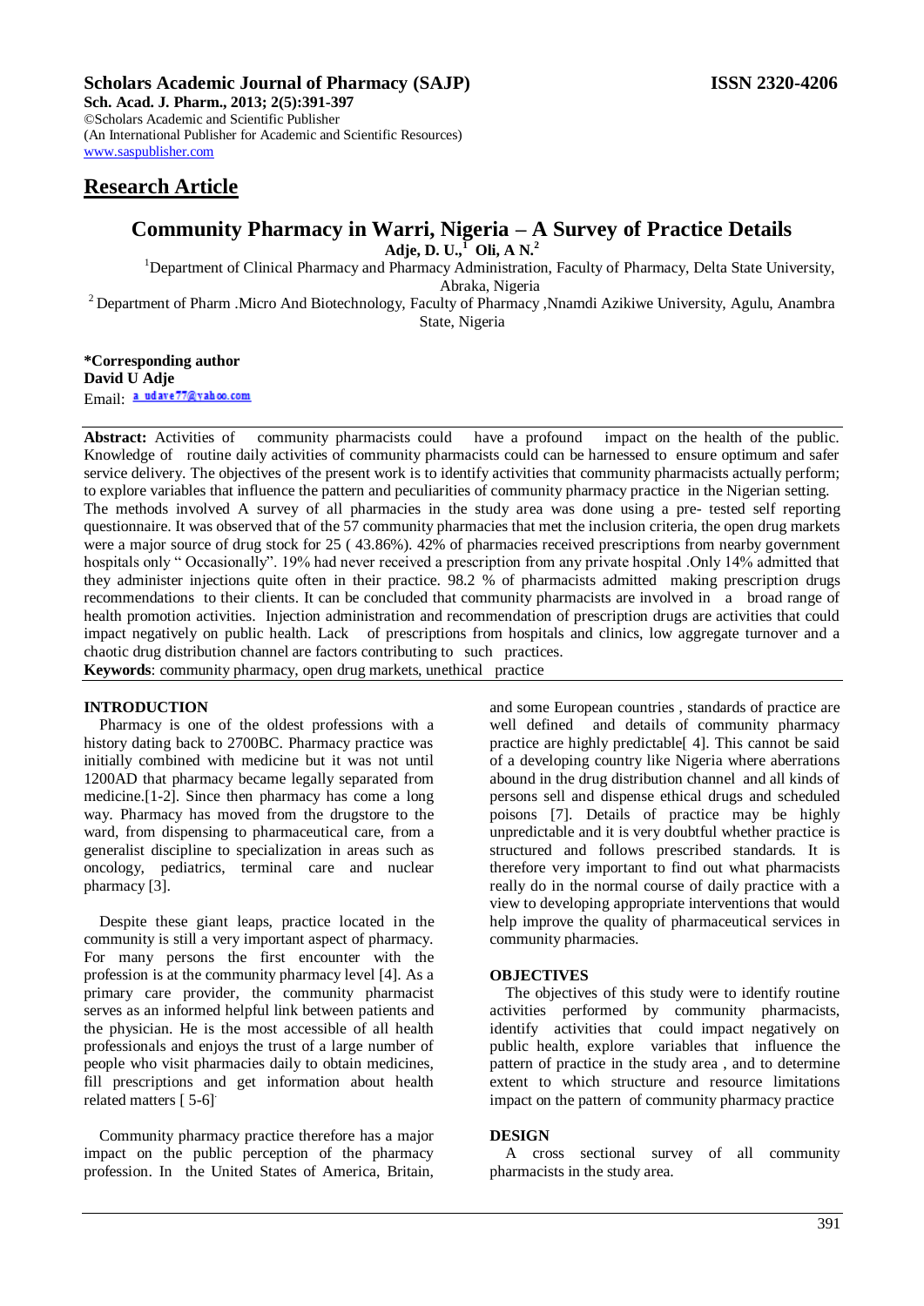**Scholars Academic Journal of Pharmacy (SAJP)** **ISSN 2320-4206**

**Sch. Acad. J. Pharm., 2013; 2(5):391-397**

©Scholars Academic and Scientific Publisher

(An International Publisher for Academic and Scientific Resources)

www.saspublisher.com

## Research Article

# Community Pharmacy in Warri, Nigeria – A Survey of Practice Details

**Adje, D. U.,[1] Oli, A N.[2]**

[1]Department of Clinical Pharmacy and Pharmacy Administration, Faculty of Pharmacy, Delta State University, Abraka, Nigeria

[2] Department of Pharm .Micro And Biotechnology, Faculty of Pharmacy ,Nnamdi Azikiwe University, Agulu, Anambra State, Nigeria

**\*Corresponding author**
**David U Adje**
Email: a_udave77@yahoo.com

**Abstract:** Activities of community pharmacists could have a profound impact on the health of the public. Knowledge of routine daily activities of community pharmacists could can be harnessed to ensure optimum and safer service delivery. The objectives of the present work is to identify activities that community pharmacists actually perform; to explore variables that influence the pattern and peculiarities of community pharmacy practice in the Nigerian setting. The methods involved A survey of all pharmacies in the study area was done using a pre- tested self reporting questionnaire. It was observed that of the 57 community pharmacies that met the inclusion criteria, the open drug markets were a major source of drug stock for 25 ( 43.86%). 42% of pharmacies received prescriptions from nearby government hospitals only " Occasionally". 19% had never received a prescription from any private hospital .Only 14% admitted that they administer injections quite often in their practice. 98.2 % of pharmacists admitted making prescription drugs recommendations to their clients. It can be concluded that community pharmacists are involved in a broad range of health promotion activities. Injection administration and recommendation of prescription drugs are activities that could impact negatively on public health. Lack of prescriptions from hospitals and clinics, low aggregate turnover and a chaotic drug distribution channel are factors contributing to such practices.

**Keywords**: community pharmacy, open drug markets, unethical practice

## INTRODUCTION

Pharmacy is one of the oldest professions with a history dating back to 2700BC. Pharmacy practice was initially combined with medicine but it was not until 1200AD that pharmacy became legally separated from medicine.[1-2]. Since then pharmacy has come a long way. Pharmacy has moved from the drugstore to the ward, from dispensing to pharmaceutical care, from a generalist discipline to specialization in areas such as oncology, pediatrics, terminal care and nuclear pharmacy [3].

Despite these giant leaps, practice located in the community is still a very important aspect of pharmacy. For many persons the first encounter with the profession is at the community pharmacy level [4]. As a primary care provider, the community pharmacist serves as an informed helpful link between patients and the physician. He is the most accessible of all health professionals and enjoys the trust of a large number of people who visit pharmacies daily to obtain medicines, fill prescriptions and get information about health related matters [ 5-6].

Community pharmacy practice therefore has a major impact on the public perception of the pharmacy profession. In the United States of America, Britain, and some European countries , standards of practice are well defined and details of community pharmacy practice are highly predictable[ 4]. This cannot be said of a developing country like Nigeria where aberrations abound in the drug distribution channel and all kinds of persons sell and dispense ethical drugs and scheduled poisons [7]. Details of practice may be highly unpredictable and it is very doubtful whether practice is structured and follows prescribed standards. It is therefore very important to find out what pharmacists really do in the normal course of daily practice with a view to developing appropriate interventions that would help improve the quality of pharmaceutical services in community pharmacies.

## OBJECTIVES

The objectives of this study were to identify routine activities performed by community pharmacists, identify activities that could impact negatively on public health, explore variables that influence the pattern of practice in the study area , and to determine extent to which structure and resource limitations impact on the pattern of community pharmacy practice

## DESIGN

A cross sectional survey of all community pharmacists in the study area.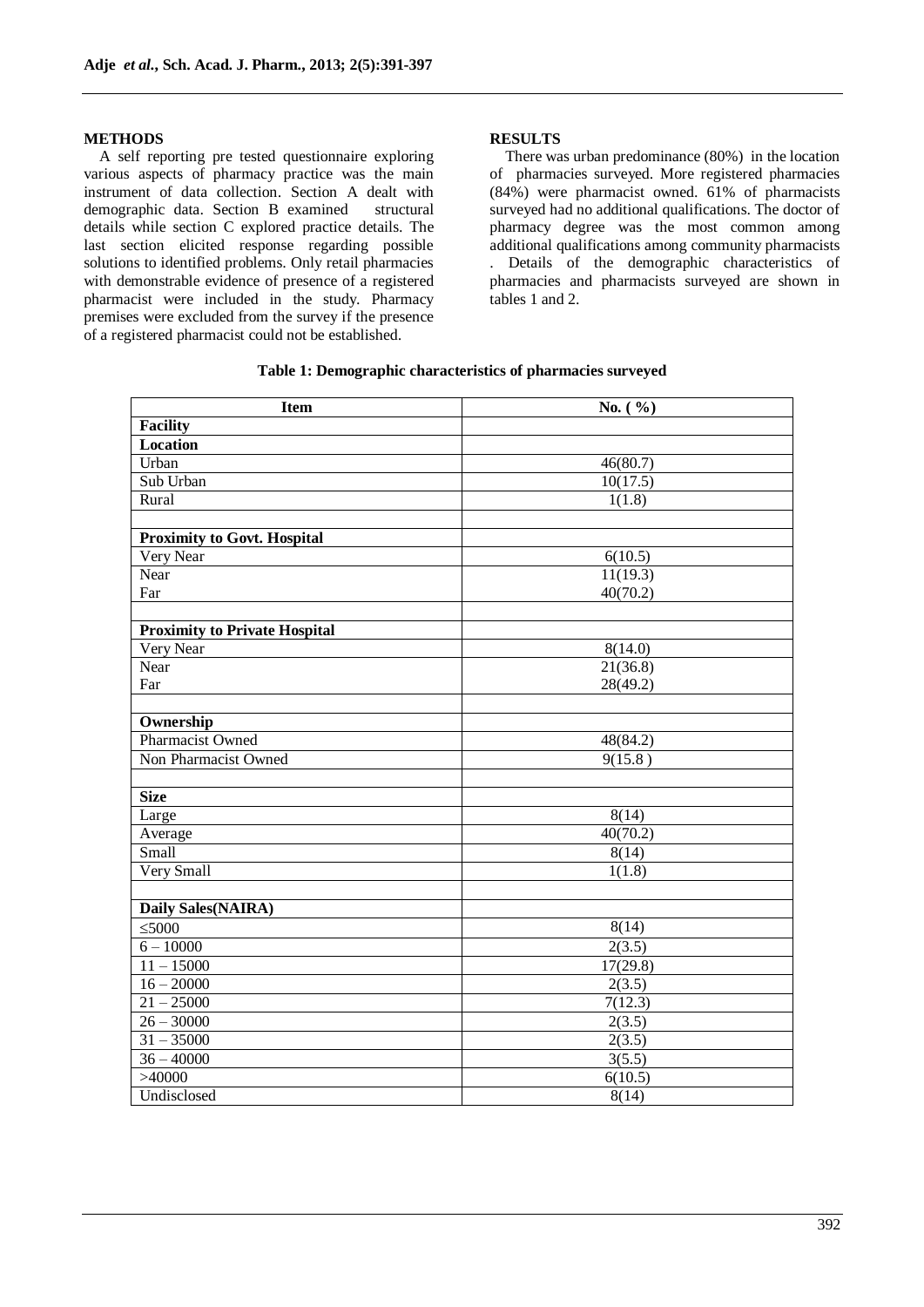## METHODS

A self reporting pre tested questionnaire exploring various aspects of pharmacy practice was the main instrument of data collection. Section A dealt with demographic data. Section B examined structural details while section C explored practice details. The last section elicited response regarding possible solutions to identified problems. Only retail pharmacies with demonstrable evidence of presence of a registered pharmacist were included in the study. Pharmacy premises were excluded from the survey if the presence of a registered pharmacist could not be established.

## RESULTS

There was urban predominance (80%) in the location of pharmacies surveyed. More registered pharmacies (84%) were pharmacist owned. 61% of pharmacists surveyed had no additional qualifications. The doctor of pharmacy degree was the most common among additional qualifications among community pharmacists . Details of the demographic characteristics of pharmacies and pharmacists surveyed are shown in tables 1 and 2.

**Table 1: Demographic characteristics of pharmacies surveyed**

| Item | No. ( %) |
|---|---|
| **Facility** | |
| **Location** | |
| Urban | 46(80.7) |
| Sub Urban | 10(17.5) |
| Rural | 1(1.8) |
| | |
| **Proximity to Govt. Hospital** | |
| Very Near | 6(10.5) |
| Near | 11(19.3) |
| Far | 40(70.2) |
| | |
| **Proximity to Private Hospital** | |
| Very Near | 8(14.0) |
| Near | 21(36.8) |
| Far | 28(49.2) |
| | |
| **Ownership** | |
| Pharmacist Owned | 48(84.2) |
| Non Pharmacist Owned | 9(15.8 ) |
| | |
| **Size** | |
| Large | 8(14) |
| Average | 40(70.2) |
| Small | 8(14) |
| Very Small | 1(1.8) |
| | |
| **Daily Sales(NAIRA)** | |
| ≤5000 | 8(14) |
| 6 – 10000 | 2(3.5) |
| 11 – 15000 | 17(29.8) |
| 16 – 20000 | 2(3.5) |
| 21 – 25000 | 7(12.3) |
| 26 – 30000 | 2(3.5) |
| 31 – 35000 | 2(3.5) |
| 36 – 40000 | 3(5.5) |
| >40000 | 6(10.5) |
| Undisclosed | 8(14) |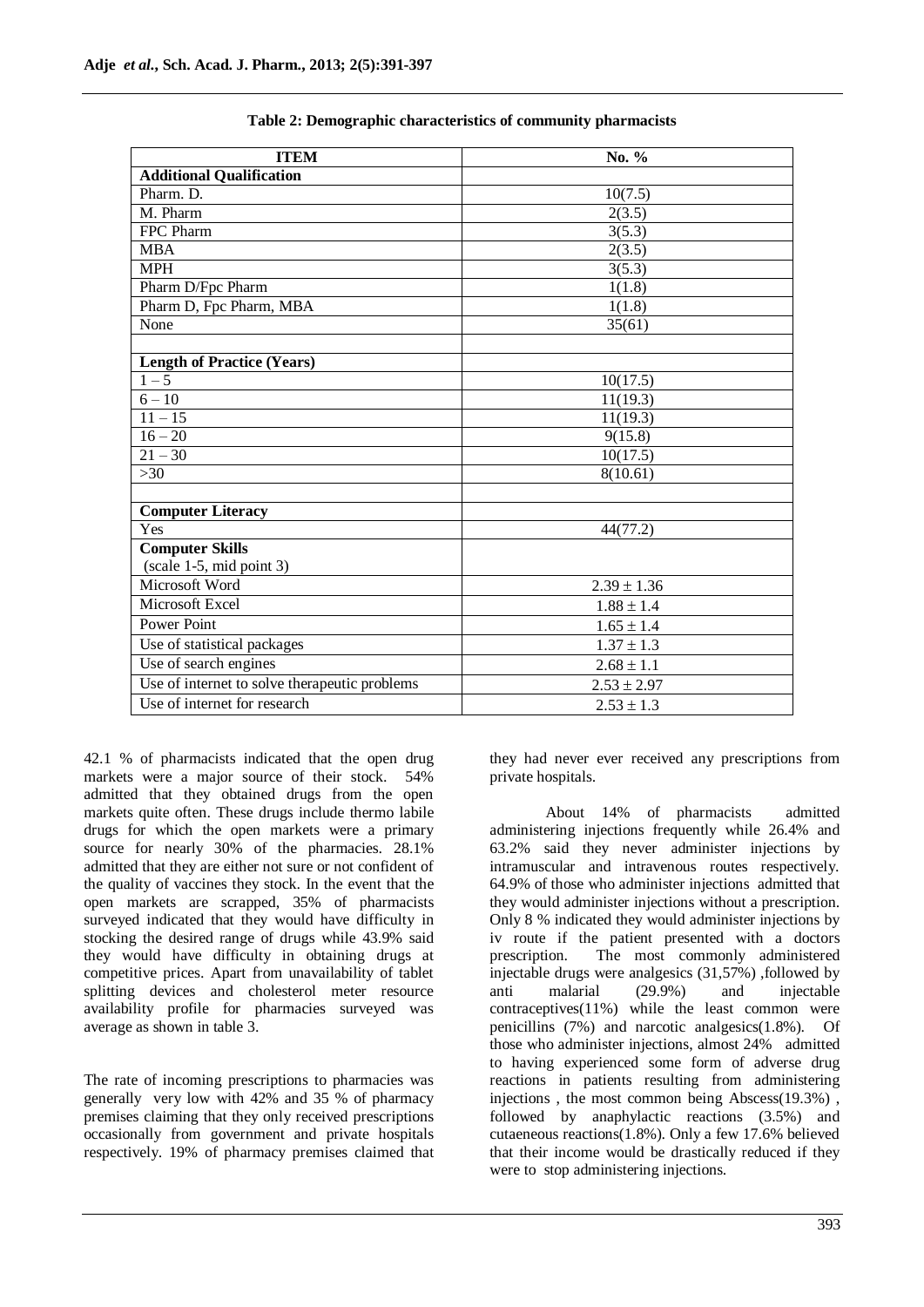**Table 2: Demographic characteristics of community pharmacists**

| ITEM | No. % |
|---|---|
| **Additional Qualification** | |
| Pharm. D. | 10(7.5) |
| M. Pharm | 2(3.5) |
| FPC Pharm | 3(5.3) |
| MBA | 2(3.5) |
| MPH | 3(5.3) |
| Pharm D/Fpc Pharm | 1(1.8) |
| Pharm D, Fpc Pharm, MBA | 1(1.8) |
| None | 35(61) |
| | |
| **Length of Practice (Years)** | |
| 1 – 5 | 10(17.5) |
| 6 – 10 | 11(19.3) |
| 11 – 15 | 11(19.3) |
| 16 – 20 | 9(15.8) |
| 21 – 30 | 10(17.5) |
| >30 | 8(10.61) |
| | |
| **Computer Literacy** | |
| Yes | 44(77.2) |
| **Computer Skills** (scale 1-5, mid point 3) | |
| Microsoft Word | 2.39 ± 1.36 |
| Microsoft Excel | 1.88 ± 1.4 |
| Power Point | 1.65 ± 1.4 |
| Use of statistical packages | 1.37 ± 1.3 |
| Use of search engines | 2.68 ± 1.1 |
| Use of internet to solve therapeutic problems | 2.53 ± 2.97 |
| Use of internet for research | 2.53 ± 1.3 |

42.1 % of pharmacists indicated that the open drug markets were a major source of their stock. 54% admitted that they obtained drugs from the open markets quite often. These drugs include thermo labile drugs for which the open markets were a primary source for nearly 30% of the pharmacies. 28.1% admitted that they are either not sure or not confident of the quality of vaccines they stock. In the event that the open markets are scrapped, 35% of pharmacists surveyed indicated that they would have difficulty in stocking the desired range of drugs while 43.9% said they would have difficulty in obtaining drugs at competitive prices. Apart from unavailability of tablet splitting devices and cholesterol meter resource availability profile for pharmacies surveyed was average as shown in table 3.

The rate of incoming prescriptions to pharmacies was generally very low with 42% and 35 % of pharmacy premises claiming that they only received prescriptions occasionally from government and private hospitals respectively. 19% of pharmacy premises claimed that they had never ever received any prescriptions from private hospitals.

About 14% of pharmacists admitted administering injections frequently while 26.4% and 63.2% said they never administer injections by intramuscular and intravenous routes respectively. 64.9% of those who administer injections admitted that they would administer injections without a prescription. Only 8 % indicated they would administer injections by iv route if the patient presented with a doctors prescription. The most commonly administered injectable drugs were analgesics (31,57%) ,followed by anti malarial (29.9%) and injectable contraceptives(11%) while the least common were penicillins (7%) and narcotic analgesics(1.8%). Of those who administer injections, almost 24% admitted to having experienced some form of adverse drug reactions in patients resulting from administering injections , the most common being Abscess(19.3%) , followed by anaphylactic reactions (3.5%) and cutaeneous reactions(1.8%). Only a few 17.6% believed that their income would be drastically reduced if they were to stop administering injections.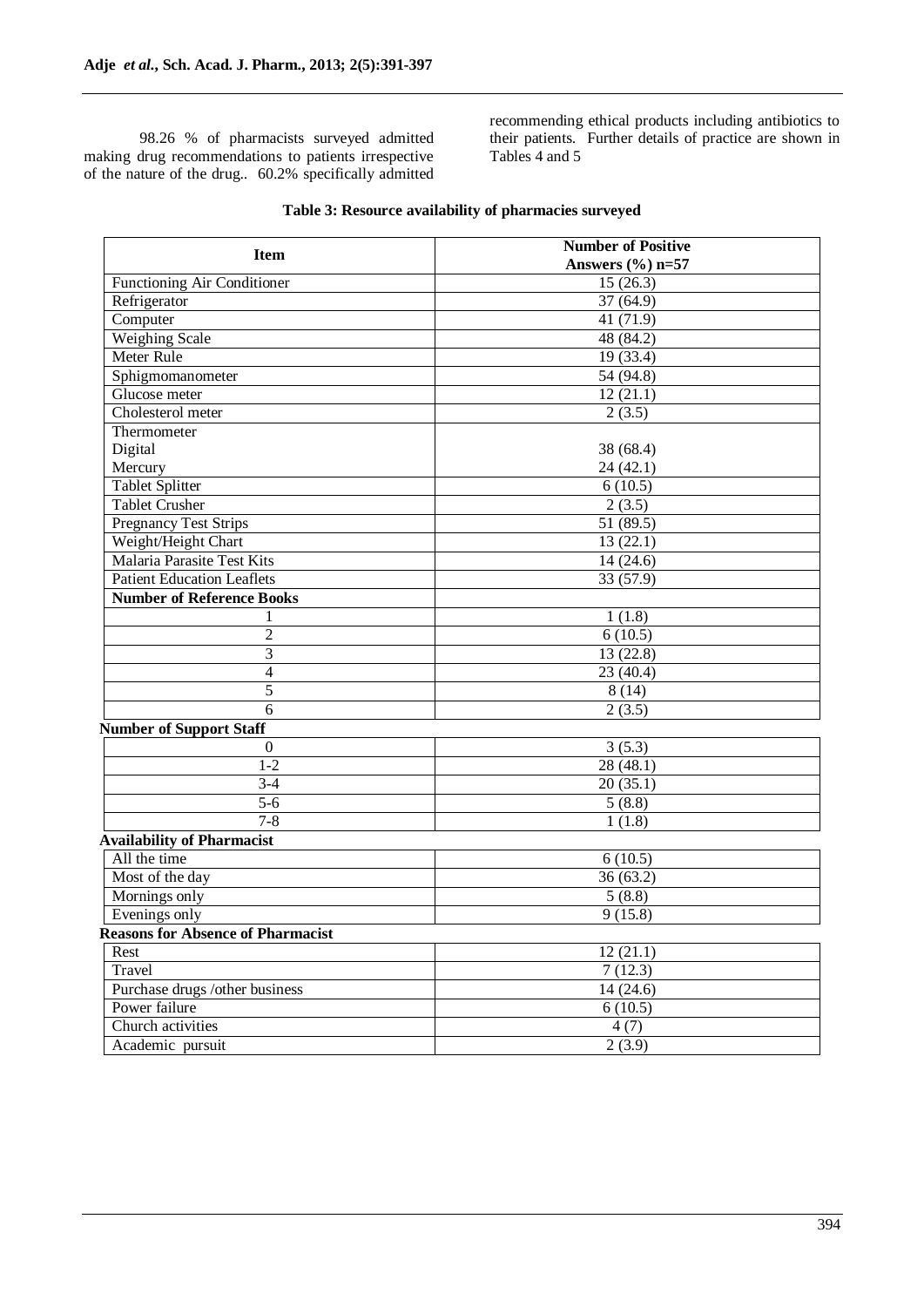98.26 % of pharmacists surveyed admitted making drug recommendations to patients irrespective of the nature of the drug.. 60.2% specifically admitted recommending ethical products including antibiotics to their patients. Further details of practice are shown in Tables 4 and 5

**Table 3: Resource availability of pharmacies surveyed**

| Item | Number of Positive Answers (%) n=57 |
|---|---|
| Functioning Air Conditioner | 15 (26.3) |
| Refrigerator | 37 (64.9) |
| Computer | 41 (71.9) |
| Weighing Scale | 48 (84.2) |
| Meter Rule | 19 (33.4) |
| Sphigmomanometer | 54 (94.8) |
| Glucose meter | 12 (21.1) |
| Cholesterol meter | 2 (3.5) |
| Thermometer | |
| Digital | 38 (68.4) |
| Mercury | 24 (42.1) |
| Tablet Splitter | 6 (10.5) |
| Tablet Crusher | 2 (3.5) |
| Pregnancy Test Strips | 51 (89.5) |
| Weight/Height Chart | 13 (22.1) |
| Malaria Parasite Test Kits | 14 (24.6) |
| Patient Education Leaflets | 33 (57.9) |
| **Number of Reference Books** | |
| 1 | 1 (1.8) |
| 2 | 6 (10.5) |
| 3 | 13 (22.8) |
| 4 | 23 (40.4) |
| 5 | 8 (14) |
| 6 | 2 (3.5) |
| **Number of Support Staff** | |
| 0 | 3 (5.3) |
| 1-2 | 28 (48.1) |
| 3-4 | 20 (35.1) |
| 5-6 | 5 (8.8) |
| 7-8 | 1 (1.8) |
| **Availability of Pharmacist** | |
| All the time | 6 (10.5) |
| Most of the day | 36 (63.2) |
| Mornings only | 5 (8.8) |
| Evenings only | 9 (15.8) |
| **Reasons for Absence of Pharmacist** | |
| Rest | 12 (21.1) |
| Travel | 7 (12.3) |
| Purchase drugs /other business | 14 (24.6) |
| Power failure | 6 (10.5) |
| Church activities | 4 (7) |
| Academic pursuit | 2 (3.9) |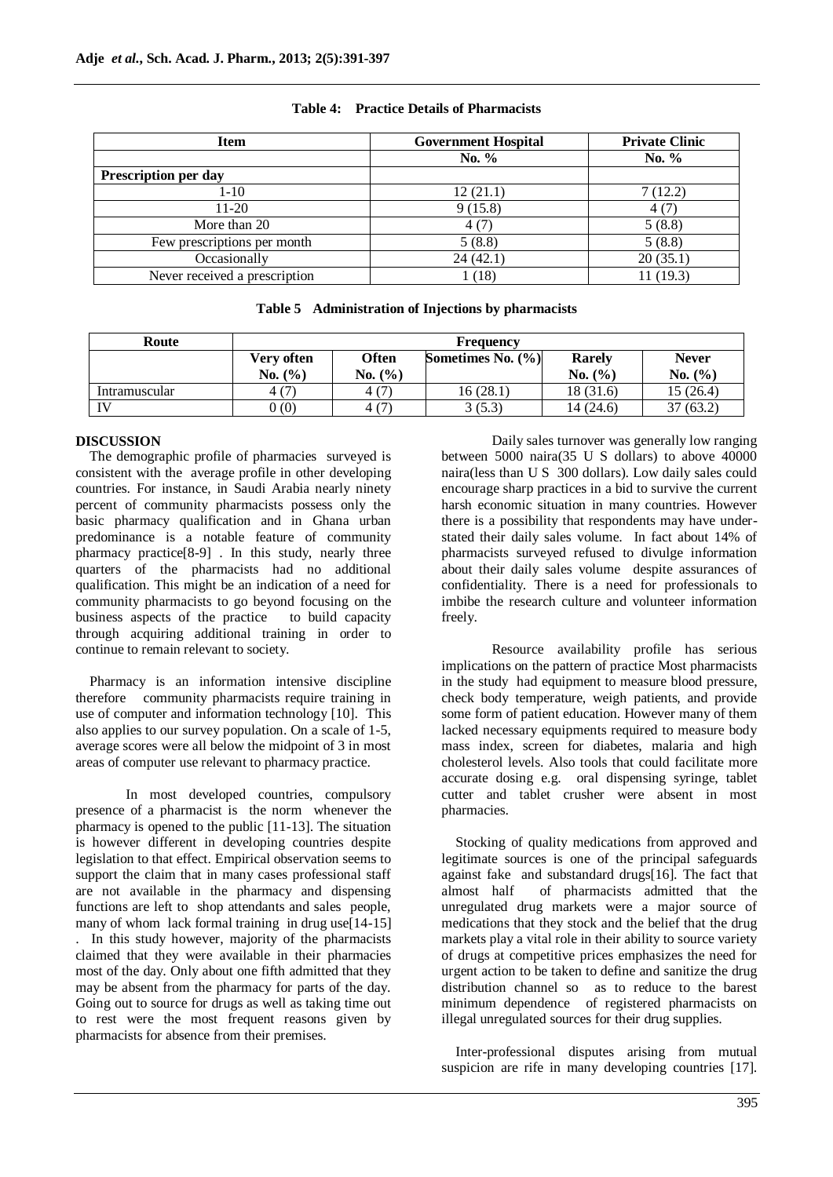**Table 4: Practice Details of Pharmacists**

| Item | Government Hospital | Private Clinic |
|---|---|---|
| | No. % | No. % |
| **Prescription per day** | | |
| 1-10 | 12 (21.1) | 7 (12.2) |
| 11-20 | 9 (15.8) | 4 (7) |
| More than 20 | 4 (7) | 5 (8.8) |
| Few prescriptions per month | 5 (8.8) | 5 (8.8) |
| Occasionally | 24 (42.1) | 20 (35.1) |
| Never received a prescription | 1 (18) | 11 (19.3) |

**Table 5 Administration of Injections by pharmacists**

| Route | Frequency | | | | |
|---|---|---|---|---|---|
| | Very often No. (%) | Often No. (%) | Sometimes No. (%) | Rarely No. (%) | Never No. (%) |
| Intramuscular | 4 (7) | 4 (7) | 16 (28.1) | 18 (31.6) | 15 (26.4) |
| IV | 0 (0) | 4 (7) | 3 (5.3) | 14 (24.6) | 37 (63.2) |

## DISCUSSION

The demographic profile of pharmacies surveyed is consistent with the average profile in other developing countries. For instance, in Saudi Arabia nearly ninety percent of community pharmacists possess only the basic pharmacy qualification and in Ghana urban predominance is a notable feature of community pharmacy practice[8-9] . In this study, nearly three quarters of the pharmacists had no additional qualification. This might be an indication of a need for community pharmacists to go beyond focusing on the business aspects of the practice to build capacity through acquiring additional training in order to continue to remain relevant to society.

Pharmacy is an information intensive discipline therefore community pharmacists require training in use of computer and information technology [10]. This also applies to our survey population. On a scale of 1-5, average scores were all below the midpoint of 3 in most areas of computer use relevant to pharmacy practice.

In most developed countries, compulsory presence of a pharmacist is the norm whenever the pharmacy is opened to the public [11-13]. The situation is however different in developing countries despite legislation to that effect. Empirical observation seems to support the claim that in many cases professional staff are not available in the pharmacy and dispensing functions are left to shop attendants and sales people, many of whom lack formal training in drug use[14-15] . In this study however, majority of the pharmacists claimed that they were available in their pharmacies most of the day. Only about one fifth admitted that they may be absent from the pharmacy for parts of the day. Going out to source for drugs as well as taking time out to rest were the most frequent reasons given by pharmacists for absence from their premises.

Daily sales turnover was generally low ranging between 5000 naira(35 U S dollars) to above 40000 naira(less than U S 300 dollars). Low daily sales could encourage sharp practices in a bid to survive the current harsh economic situation in many countries. However there is a possibility that respondents may have under-stated their daily sales volume. In fact about 14% of pharmacists surveyed refused to divulge information about their daily sales volume despite assurances of confidentiality. There is a need for professionals to imbibe the research culture and volunteer information freely.

Resource availability profile has serious implications on the pattern of practice Most pharmacists in the study had equipment to measure blood pressure, check body temperature, weigh patients, and provide some form of patient education. However many of them lacked necessary equipments required to measure body mass index, screen for diabetes, malaria and high cholesterol levels. Also tools that could facilitate more accurate dosing e.g. oral dispensing syringe, tablet cutter and tablet crusher were absent in most pharmacies.

Stocking of quality medications from approved and legitimate sources is one of the principal safeguards against fake and substandard drugs[16]. The fact that almost half of pharmacists admitted that the unregulated drug markets were a major source of medications that they stock and the belief that the drug markets play a vital role in their ability to source variety of drugs at competitive prices emphasizes the need for urgent action to be taken to define and sanitize the drug distribution channel so as to reduce to the barest minimum dependence of registered pharmacists on illegal unregulated sources for their drug supplies.

Inter-professional disputes arising from mutual suspicion are rife in many developing countries [17].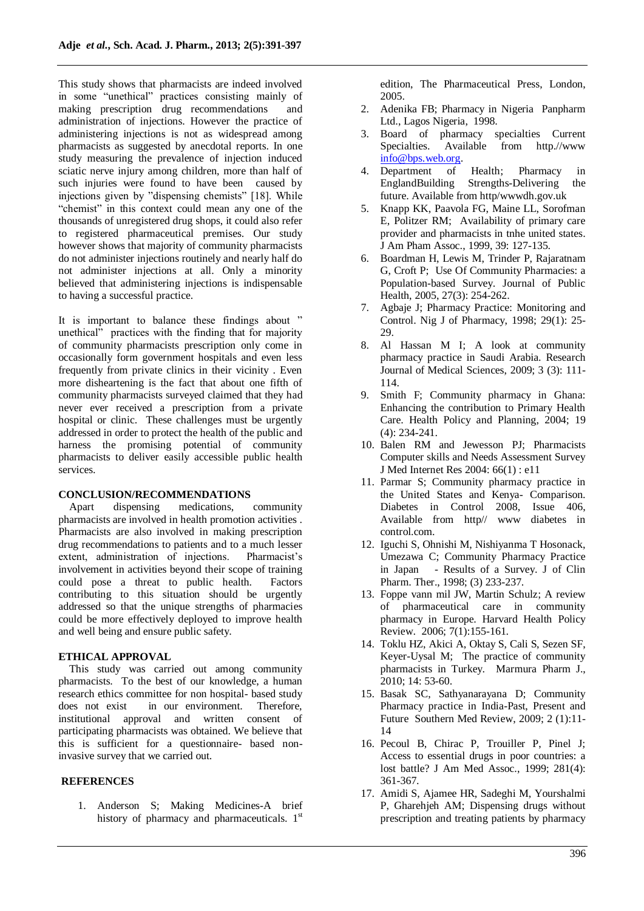This study shows that pharmacists are indeed involved in some "unethical" practices consisting mainly of making prescription drug recommendations and administration of injections. However the practice of administering injections is not as widespread among pharmacists as suggested by anecdotal reports. In one study measuring the prevalence of injection induced sciatic nerve injury among children, more than half of such injuries were found to have been caused by injections given by "dispensing chemists" [18]. While "chemist" in this context could mean any one of the thousands of unregistered drug shops, it could also refer to registered pharmaceutical premises. Our study however shows that majority of community pharmacists do not administer injections routinely and nearly half do not administer injections at all. Only a minority believed that administering injections is indispensable to having a successful practice.

It is important to balance these findings about " unethical" practices with the finding that for majority of community pharmacists prescription only come in occasionally form government hospitals and even less frequently from private clinics in their vicinity . Even more disheartening is the fact that about one fifth of community pharmacists surveyed claimed that they had never ever received a prescription from a private hospital or clinic. These challenges must be urgently addressed in order to protect the health of the public and harness the promising potential of community pharmacists to deliver easily accessible public health services.

## CONCLUSION/RECOMMENDATIONS

Apart dispensing medications, community pharmacists are involved in health promotion activities . Pharmacists are also involved in making prescription drug recommendations to patients and to a much lesser extent, administration of injections. Pharmacist's involvement in activities beyond their scope of training could pose a threat to public health. Factors contributing to this situation should be urgently addressed so that the unique strengths of pharmacies could be more effectively deployed to improve health and well being and ensure public safety.

## ETHICAL APPROVAL

This study was carried out among community pharmacists. To the best of our knowledge, a human research ethics committee for non hospital- based study does not exist in our environment. Therefore, institutional approval and written consent of participating pharmacists was obtained. We believe that this is sufficient for a questionnaire- based non-invasive survey that we carried out.

## REFERENCES

1. Anderson S; Making Medicines-A brief history of pharmacy and pharmaceuticals. 1st edition, The Pharmaceutical Press, London, 2005.
2. Adenika FB; Pharmacy in Nigeria Panpharm Ltd., Lagos Nigeria, 1998.
3. Board of pharmacy specialties Current Specialties. Available from http.//www info@bps.web.org.
4. Department of Health; Pharmacy in EnglandBuilding Strengths-Delivering the future. Available from http/wwwdh.gov.uk
5. Knapp KK, Paavola FG, Maine LL, Sorofman E, Politzer RM; Availability of primary care provider and pharmacists in tnhe united states. J Am Pham Assoc., 1999, 39: 127-135.
6. Boardman H, Lewis M, Trinder P, Rajaratnam G, Croft P; Use Of Community Pharmacies: a Population-based Survey. Journal of Public Health, 2005, 27(3): 254-262.
7. Agbaje J; Pharmacy Practice: Monitoring and Control. Nig J of Pharmacy, 1998; 29(1): 25-29.
8. Al Hassan M I; A look at community pharmacy practice in Saudi Arabia. Research Journal of Medical Sciences, 2009; 3 (3): 111-114.
9. Smith F; Community pharmacy in Ghana: Enhancing the contribution to Primary Health Care. Health Policy and Planning, 2004; 19 (4): 234-241.
10. Balen RM and Jewesson PJ; Pharmacists Computer skills and Needs Assessment Survey J Med Internet Res 2004: 66(1) : e11
11. Parmar S; Community pharmacy practice in the United States and Kenya- Comparison. Diabetes in Control 2008, Issue 406, Available from http// www diabetes in control.com.
12. Iguchi S, Ohnishi M, Nishiyanma T Hosonack, Umezawa C; Community Pharmacy Practice in Japan - Results of a Survey. J of Clin Pharm. Ther., 1998; (3) 233-237.
13. Foppe vann mil JW, Martin Schulz; A review of pharmaceutical care in community pharmacy in Europe. Harvard Health Policy Review. 2006; 7(1):155-161.
14. Toklu HZ, Akici A, Oktay S, Cali S, Sezen SF, Keyer-Uysal M; The practice of community pharmacists in Turkey. Marmura Pharm J., 2010; 14: 53-60.
15. Basak SC, Sathyanarayana D; Community Pharmacy practice in India-Past, Present and Future Southern Med Review, 2009; 2 (1):11-14
16. Pecoul B, Chirac P, Trouiller P, Pinel J; Access to essential drugs in poor countries: a lost battle? J Am Med Assoc., 1999; 281(4): 361-367.
17. Amidi S, Ajamee HR, Sadeghi M, Yourshalmi P, Gharehjeh AM; Dispensing drugs without prescription and treating patients by pharmacy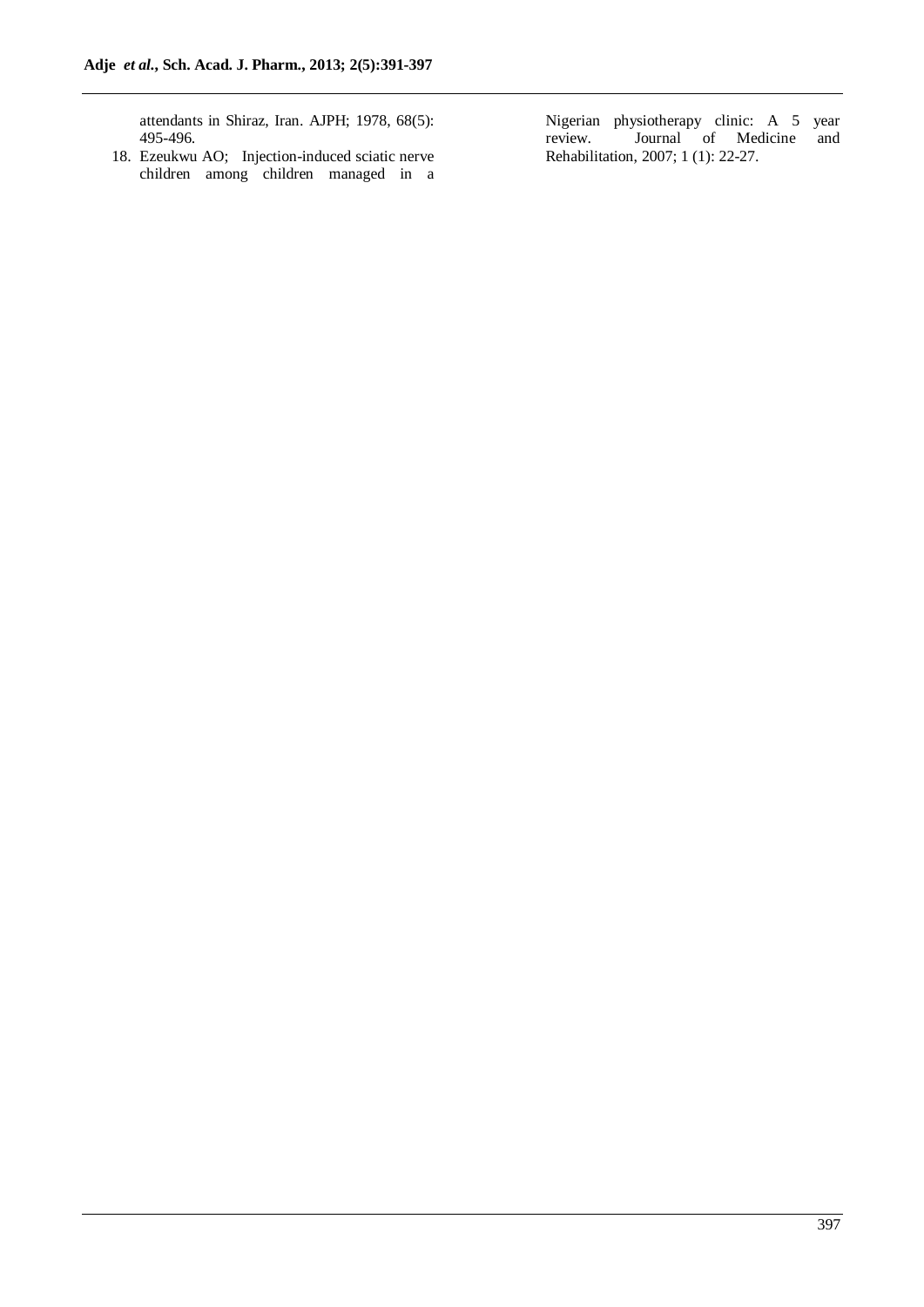attendants in Shiraz, Iran. AJPH; 1978, 68(5): 495-496.

18. Ezeukwu AO; Injection-induced sciatic nerve children among children managed in a Nigerian physiotherapy clinic: A 5 year review. Journal of Medicine and Rehabilitation, 2007; 1 (1): 22-27.